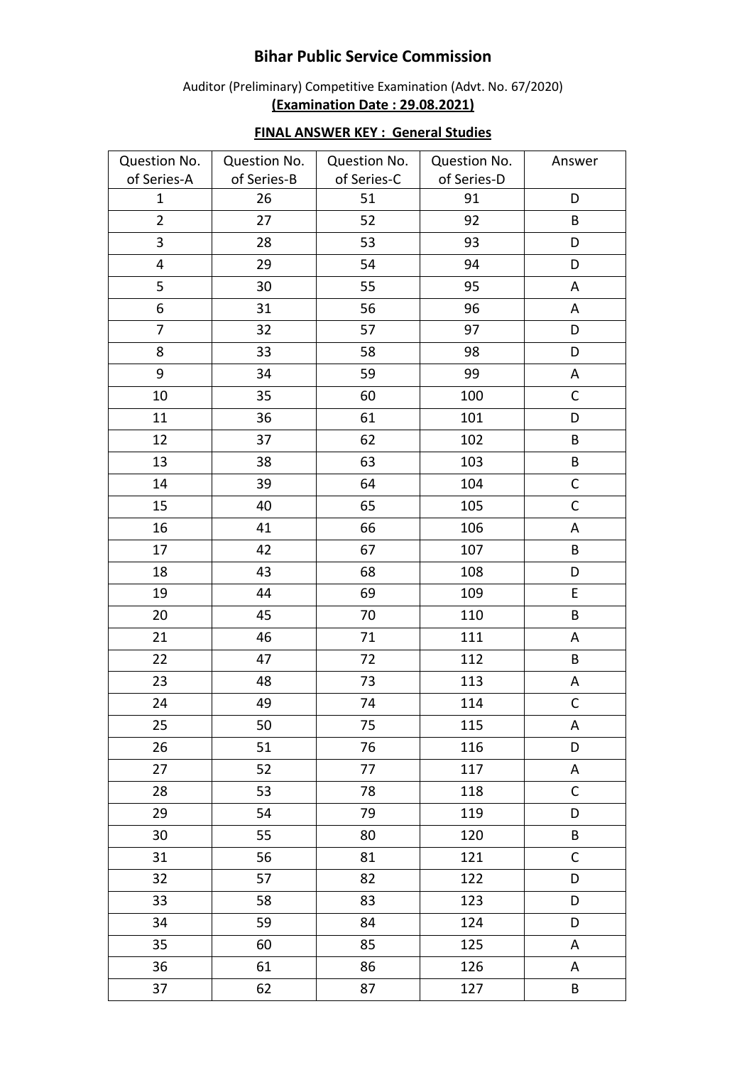# Bihar Public Service Commission

Auditor (Preliminary) Competitive Examination (Advt. No. 67/2020)

**(Examination Date : 29.08.2021)**

**FINAL ANSWER KEY : General Studies**

| Question No. of Series-A | Question No. of Series-B | Question No. of Series-C | Question No. of Series-D | Answer |
|---|---|---|---|---|
| 1 | 26 | 51 | 91 | D |
| 2 | 27 | 52 | 92 | B |
| 3 | 28 | 53 | 93 | D |
| 4 | 29 | 54 | 94 | D |
| 5 | 30 | 55 | 95 | A |
| 6 | 31 | 56 | 96 | A |
| 7 | 32 | 57 | 97 | D |
| 8 | 33 | 58 | 98 | D |
| 9 | 34 | 59 | 99 | A |
| 10 | 35 | 60 | 100 | C |
| 11 | 36 | 61 | 101 | D |
| 12 | 37 | 62 | 102 | B |
| 13 | 38 | 63 | 103 | B |
| 14 | 39 | 64 | 104 | C |
| 15 | 40 | 65 | 105 | C |
| 16 | 41 | 66 | 106 | A |
| 17 | 42 | 67 | 107 | B |
| 18 | 43 | 68 | 108 | D |
| 19 | 44 | 69 | 109 | E |
| 20 | 45 | 70 | 110 | B |
| 21 | 46 | 71 | 111 | A |
| 22 | 47 | 72 | 112 | B |
| 23 | 48 | 73 | 113 | A |
| 24 | 49 | 74 | 114 | C |
| 25 | 50 | 75 | 115 | A |
| 26 | 51 | 76 | 116 | D |
| 27 | 52 | 77 | 117 | A |
| 28 | 53 | 78 | 118 | C |
| 29 | 54 | 79 | 119 | D |
| 30 | 55 | 80 | 120 | B |
| 31 | 56 | 81 | 121 | C |
| 32 | 57 | 82 | 122 | D |
| 33 | 58 | 83 | 123 | D |
| 34 | 59 | 84 | 124 | D |
| 35 | 60 | 85 | 125 | A |
| 36 | 61 | 86 | 126 | A |
| 37 | 62 | 87 | 127 | B |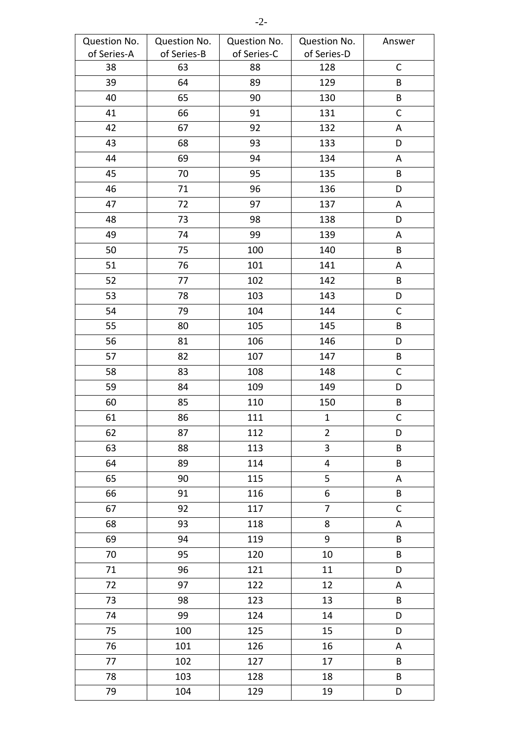| Question No. of Series-A | Question No. of Series-B | Question No. of Series-C | Question No. of Series-D | Answer |
|---|---|---|---|---|
| 38 | 63 | 88 | 128 | C |
| 39 | 64 | 89 | 129 | B |
| 40 | 65 | 90 | 130 | B |
| 41 | 66 | 91 | 131 | C |
| 42 | 67 | 92 | 132 | A |
| 43 | 68 | 93 | 133 | D |
| 44 | 69 | 94 | 134 | A |
| 45 | 70 | 95 | 135 | B |
| 46 | 71 | 96 | 136 | D |
| 47 | 72 | 97 | 137 | A |
| 48 | 73 | 98 | 138 | D |
| 49 | 74 | 99 | 139 | A |
| 50 | 75 | 100 | 140 | B |
| 51 | 76 | 101 | 141 | A |
| 52 | 77 | 102 | 142 | B |
| 53 | 78 | 103 | 143 | D |
| 54 | 79 | 104 | 144 | C |
| 55 | 80 | 105 | 145 | B |
| 56 | 81 | 106 | 146 | D |
| 57 | 82 | 107 | 147 | B |
| 58 | 83 | 108 | 148 | C |
| 59 | 84 | 109 | 149 | D |
| 60 | 85 | 110 | 150 | B |
| 61 | 86 | 111 | 1 | C |
| 62 | 87 | 112 | 2 | D |
| 63 | 88 | 113 | 3 | B |
| 64 | 89 | 114 | 4 | B |
| 65 | 90 | 115 | 5 | A |
| 66 | 91 | 116 | 6 | B |
| 67 | 92 | 117 | 7 | C |
| 68 | 93 | 118 | 8 | A |
| 69 | 94 | 119 | 9 | B |
| 70 | 95 | 120 | 10 | B |
| 71 | 96 | 121 | 11 | D |
| 72 | 97 | 122 | 12 | A |
| 73 | 98 | 123 | 13 | B |
| 74 | 99 | 124 | 14 | D |
| 75 | 100 | 125 | 15 | D |
| 76 | 101 | 126 | 16 | A |
| 77 | 102 | 127 | 17 | B |
| 78 | 103 | 128 | 18 | B |
| 79 | 104 | 129 | 19 | D |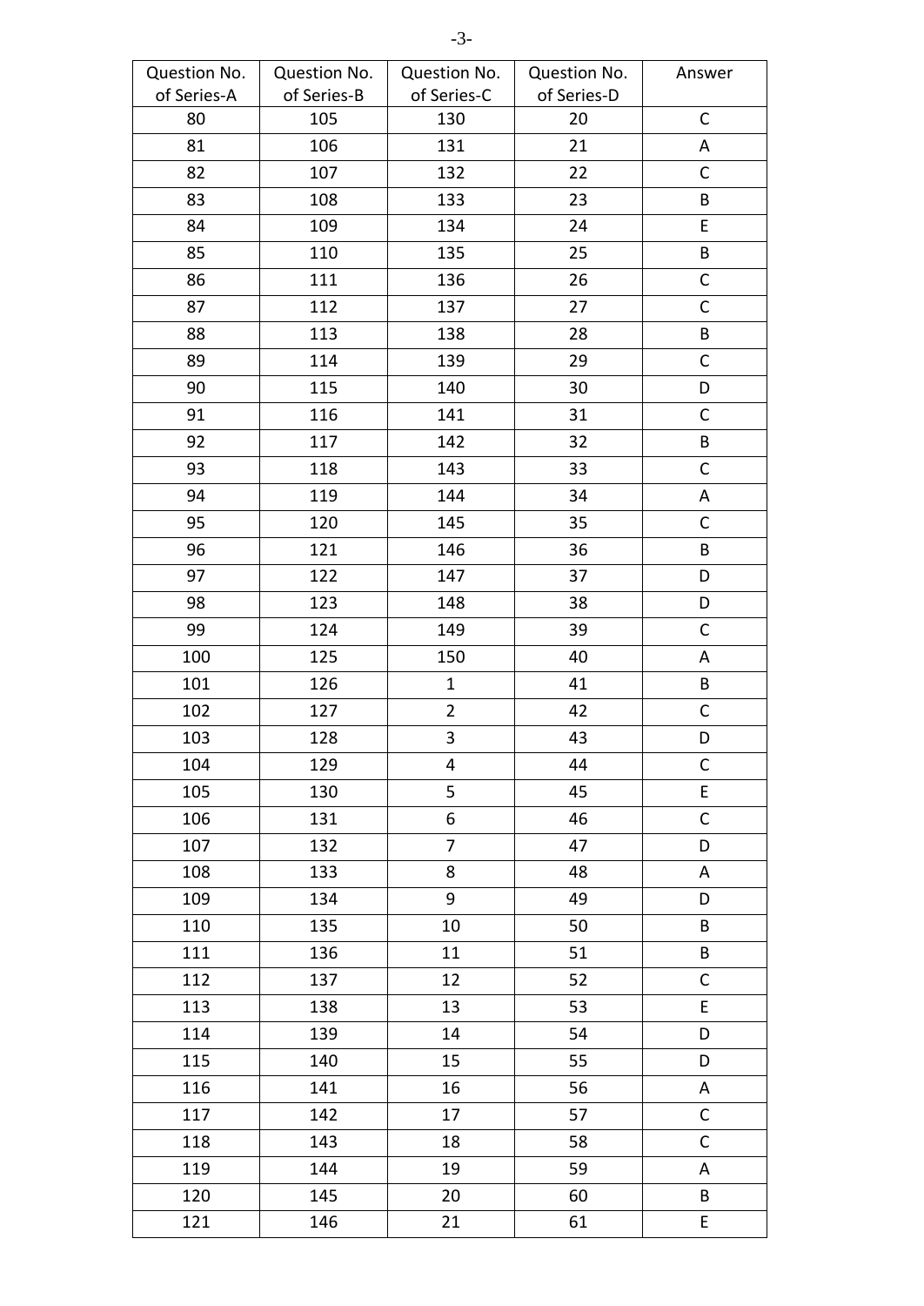| Question No. of Series-A | Question No. of Series-B | Question No. of Series-C | Question No. of Series-D | Answer |
|---|---|---|---|---|
| 80 | 105 | 130 | 20 | C |
| 81 | 106 | 131 | 21 | A |
| 82 | 107 | 132 | 22 | C |
| 83 | 108 | 133 | 23 | B |
| 84 | 109 | 134 | 24 | E |
| 85 | 110 | 135 | 25 | B |
| 86 | 111 | 136 | 26 | C |
| 87 | 112 | 137 | 27 | C |
| 88 | 113 | 138 | 28 | B |
| 89 | 114 | 139 | 29 | C |
| 90 | 115 | 140 | 30 | D |
| 91 | 116 | 141 | 31 | C |
| 92 | 117 | 142 | 32 | B |
| 93 | 118 | 143 | 33 | C |
| 94 | 119 | 144 | 34 | A |
| 95 | 120 | 145 | 35 | C |
| 96 | 121 | 146 | 36 | B |
| 97 | 122 | 147 | 37 | D |
| 98 | 123 | 148 | 38 | D |
| 99 | 124 | 149 | 39 | C |
| 100 | 125 | 150 | 40 | A |
| 101 | 126 | 1 | 41 | B |
| 102 | 127 | 2 | 42 | C |
| 103 | 128 | 3 | 43 | D |
| 104 | 129 | 4 | 44 | C |
| 105 | 130 | 5 | 45 | E |
| 106 | 131 | 6 | 46 | C |
| 107 | 132 | 7 | 47 | D |
| 108 | 133 | 8 | 48 | A |
| 109 | 134 | 9 | 49 | D |
| 110 | 135 | 10 | 50 | B |
| 111 | 136 | 11 | 51 | B |
| 112 | 137 | 12 | 52 | C |
| 113 | 138 | 13 | 53 | E |
| 114 | 139 | 14 | 54 | D |
| 115 | 140 | 15 | 55 | D |
| 116 | 141 | 16 | 56 | A |
| 117 | 142 | 17 | 57 | C |
| 118 | 143 | 18 | 58 | C |
| 119 | 144 | 19 | 59 | A |
| 120 | 145 | 20 | 60 | B |
| 121 | 146 | 21 | 61 | E |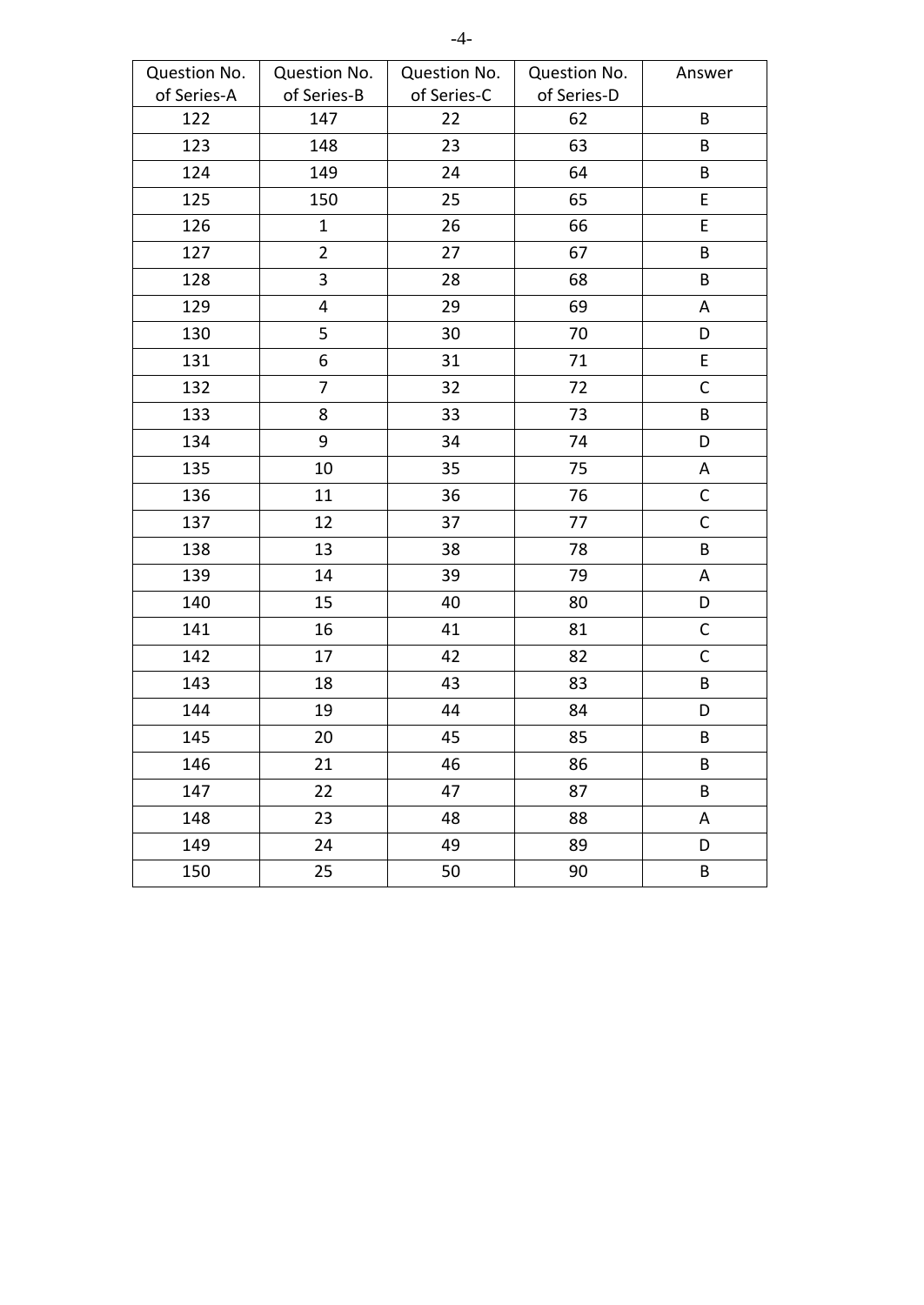| Question No. of Series-A | Question No. of Series-B | Question No. of Series-C | Question No. of Series-D | Answer |
|---|---|---|---|---|
| 122 | 147 | 22 | 62 | B |
| 123 | 148 | 23 | 63 | B |
| 124 | 149 | 24 | 64 | B |
| 125 | 150 | 25 | 65 | E |
| 126 | 1 | 26 | 66 | E |
| 127 | 2 | 27 | 67 | B |
| 128 | 3 | 28 | 68 | B |
| 129 | 4 | 29 | 69 | A |
| 130 | 5 | 30 | 70 | D |
| 131 | 6 | 31 | 71 | E |
| 132 | 7 | 32 | 72 | C |
| 133 | 8 | 33 | 73 | B |
| 134 | 9 | 34 | 74 | D |
| 135 | 10 | 35 | 75 | A |
| 136 | 11 | 36 | 76 | C |
| 137 | 12 | 37 | 77 | C |
| 138 | 13 | 38 | 78 | B |
| 139 | 14 | 39 | 79 | A |
| 140 | 15 | 40 | 80 | D |
| 141 | 16 | 41 | 81 | C |
| 142 | 17 | 42 | 82 | C |
| 143 | 18 | 43 | 83 | B |
| 144 | 19 | 44 | 84 | D |
| 145 | 20 | 45 | 85 | B |
| 146 | 21 | 46 | 86 | B |
| 147 | 22 | 47 | 87 | B |
| 148 | 23 | 48 | 88 | A |
| 149 | 24 | 49 | 89 | D |
| 150 | 25 | 50 | 90 | B |